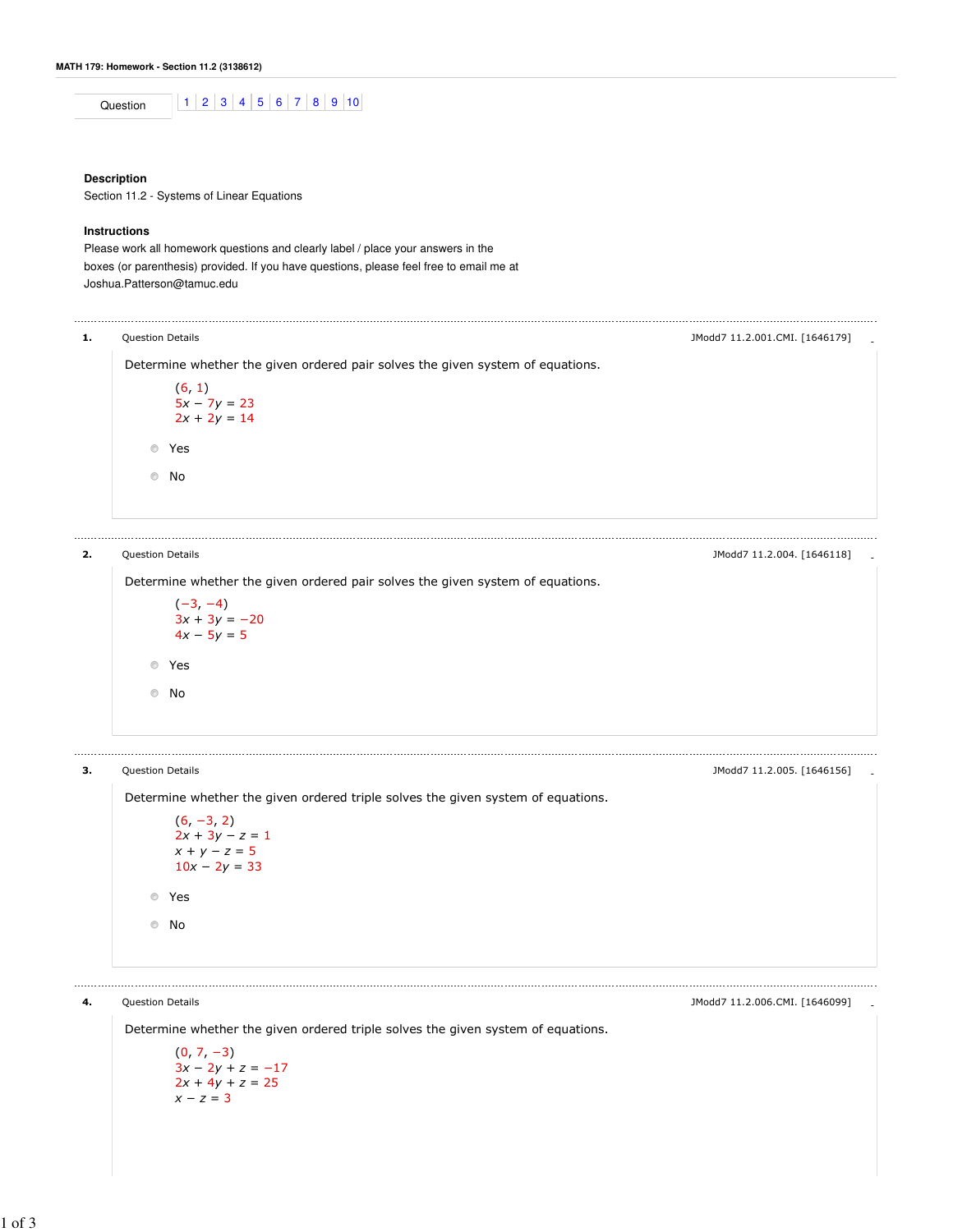**MATH 179: Homework - Section 11.2 (3138612)**

Question 1 2 3 4 5 6 7 8 9 10

**Description**

Section 11.2 - Systems of Linear Equations

**Instructions**

Please work all homework questions and clearly label / place your answers in the boxes (or parenthesis) provided. If you have questions, please feel free to email me at Joshua.Patterson@tamuc.edu

---

**1.** Question Details — JModd7 11.2.001.CMI. [1646179]

Determine whether the given ordered pair solves the given system of equations.

$(6, 1)$
$5x - 7y = 23$
$2x + 2y = 14$

- Yes
- No

---

**2.** Question Details — JModd7 11.2.004. [1646118]

Determine whether the given ordered pair solves the given system of equations.

$(-3, -4)$
$3x + 3y = -20$
$4x - 5y = 5$

- Yes
- No

---

**3.** Question Details — JModd7 11.2.005. [1646156]

Determine whether the given ordered triple solves the given system of equations.

$(6, -3, 2)$
$2x + 3y - z = 1$
$x + y - z = 5$
$10x - 2y = 33$

- Yes
- No

---

**4.** Question Details — JModd7 11.2.006.CMI. [1646099]

Determine whether the given ordered triple solves the given system of equations.

$(0, 7, -3)$
$3x - 2y + z = -17$
$2x + 4y + z = 25$
$x - z = 3$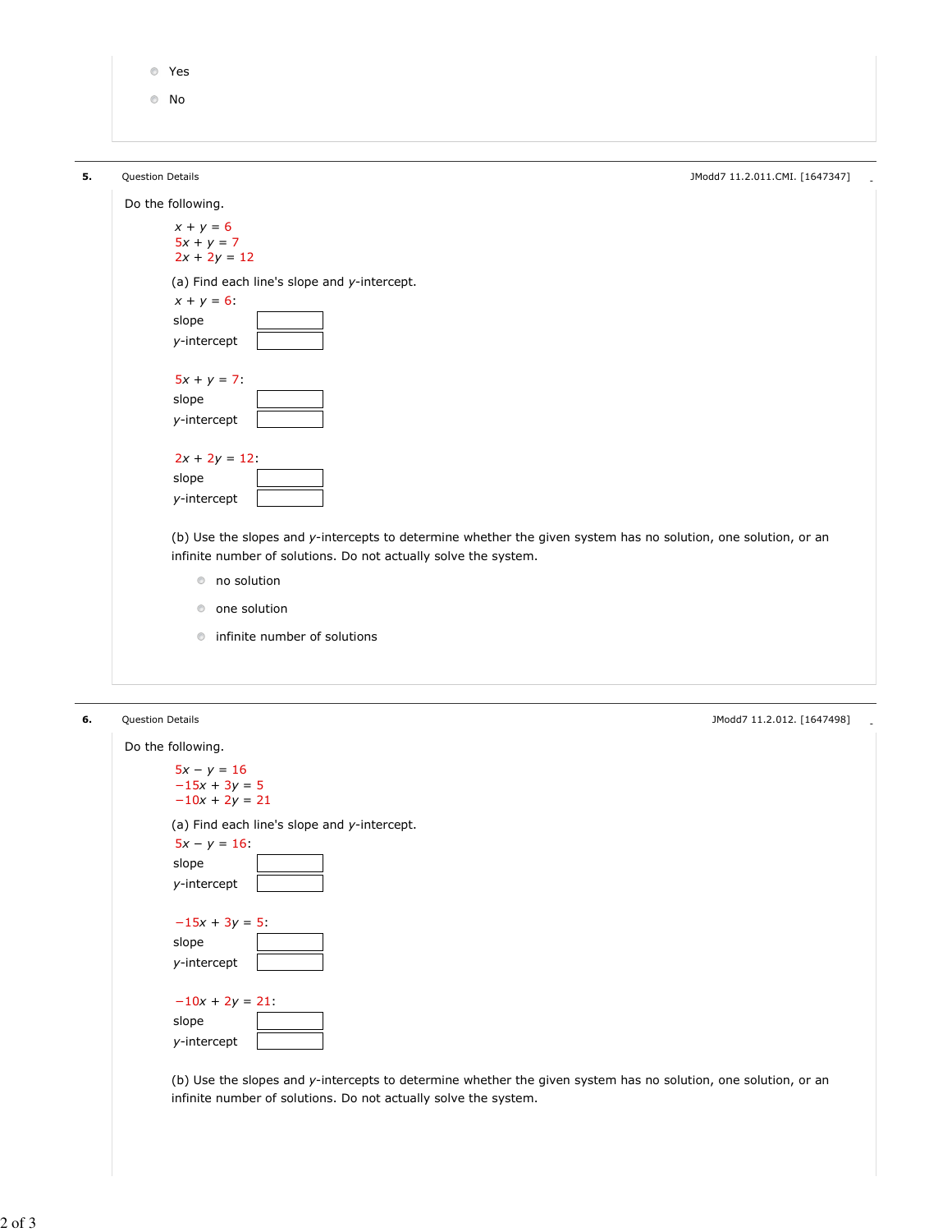- Yes
- No

---

**5.** Question Details — JModd7 11.2.011.CMI. [1647347]

Do the following.

$x + y = 6$
$5x + y = 7$
$2x + 2y = 12$

(a) Find each line's slope and $y$-intercept.

$x + y = 6$:
slope ______
$y$-intercept ______

$5x + y = 7$:
slope ______
$y$-intercept ______

$2x + 2y = 12$:
slope ______
$y$-intercept ______

(b) Use the slopes and $y$-intercepts to determine whether the given system has no solution, one solution, or an infinite number of solutions. Do not actually solve the system.

- no solution
- one solution
- infinite number of solutions

---

**6.** Question Details — JModd7 11.2.012. [1647498]

Do the following.

$5x - y = 16$
$-15x + 3y = 5$
$-10x + 2y = 21$

(a) Find each line's slope and $y$-intercept.

$5x - y = 16$:
slope ______
$y$-intercept ______

$-15x + 3y = 5$:
slope ______
$y$-intercept ______

$-10x + 2y = 21$:
slope ______
$y$-intercept ______

(b) Use the slopes and $y$-intercepts to determine whether the given system has no solution, one solution, or an infinite number of solutions. Do not actually solve the system.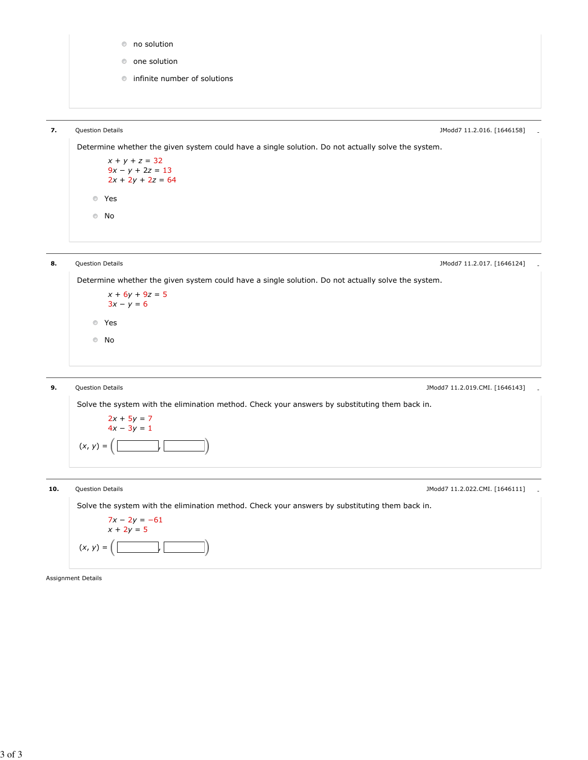- no solution
- one solution
- infinite number of solutions

---

**7.** Question Details — JModd7 11.2.016. [1646158]

Determine whether the given system could have a single solution. Do not actually solve the system.

$$x + y + z = 32$$
$$9x - y + 2z = 13$$
$$2x + 2y + 2z = 64$$

- Yes
- No

---

**8.** Question Details — JModd7 11.2.017. [1646124]

Determine whether the given system could have a single solution. Do not actually solve the system.

$$x + 6y + 9z = 5$$
$$3x - y = 6$$

- Yes
- No

---

**9.** Question Details — JModd7 11.2.019.CMI. [1646143]

Solve the system with the elimination method. Check your answers by substituting them back in.

$$2x + 5y = 7$$
$$4x - 3y = 1$$

$(x, y) = ($ ______ , ______ $)$

---

**10.** Question Details — JModd7 11.2.022.CMI. [1646111]

Solve the system with the elimination method. Check your answers by substituting them back in.

$$7x - 2y = -61$$
$$x + 2y = 5$$

$(x, y) = ($ ______ , ______ $)$

Assignment Details